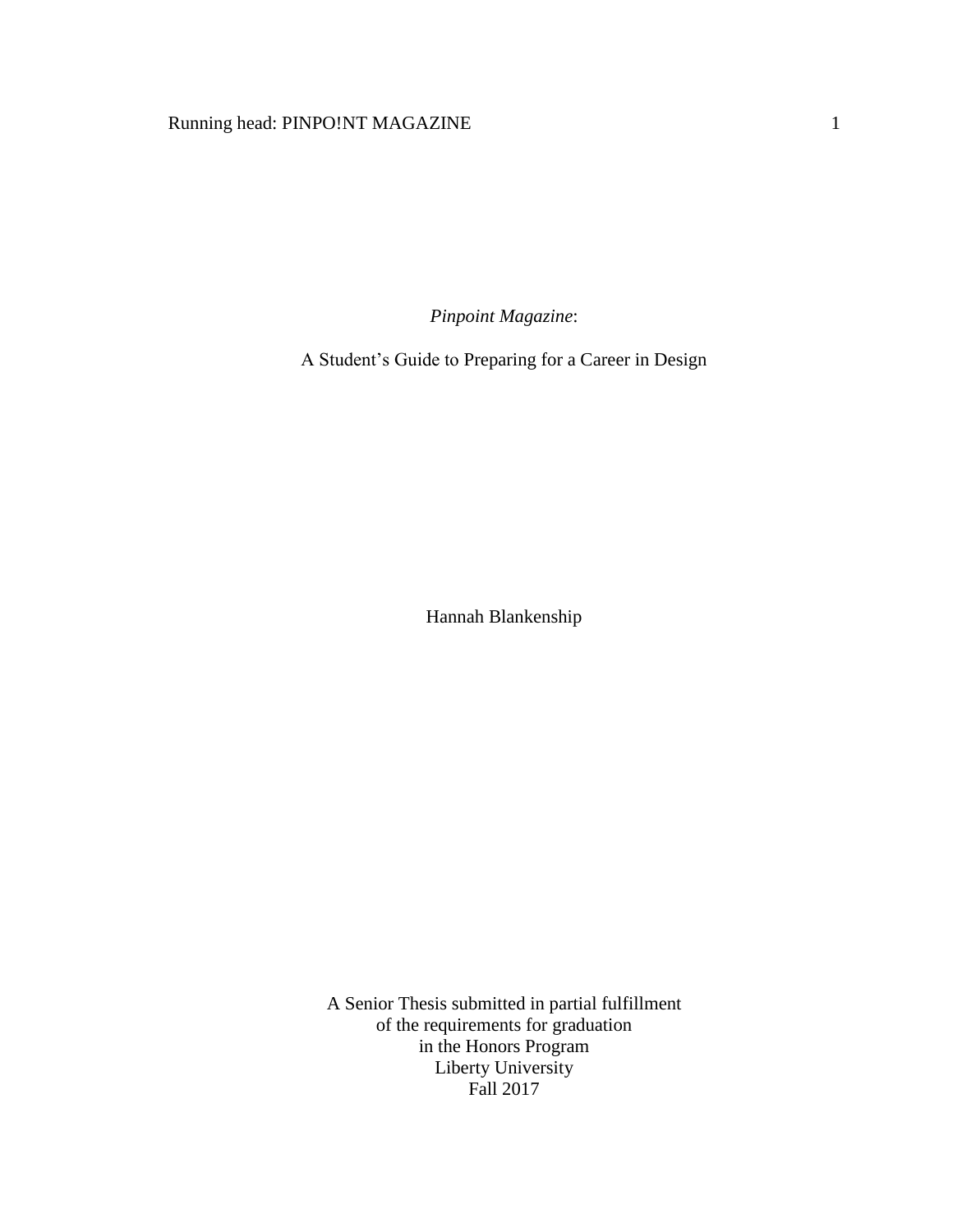*Pinpoint Magazine*:

A Student's Guide to Preparing for a Career in Design

Hannah Blankenship

A Senior Thesis submitted in partial fulfillment
of the requirements for graduation
in the Honors Program
Liberty University
Fall 2017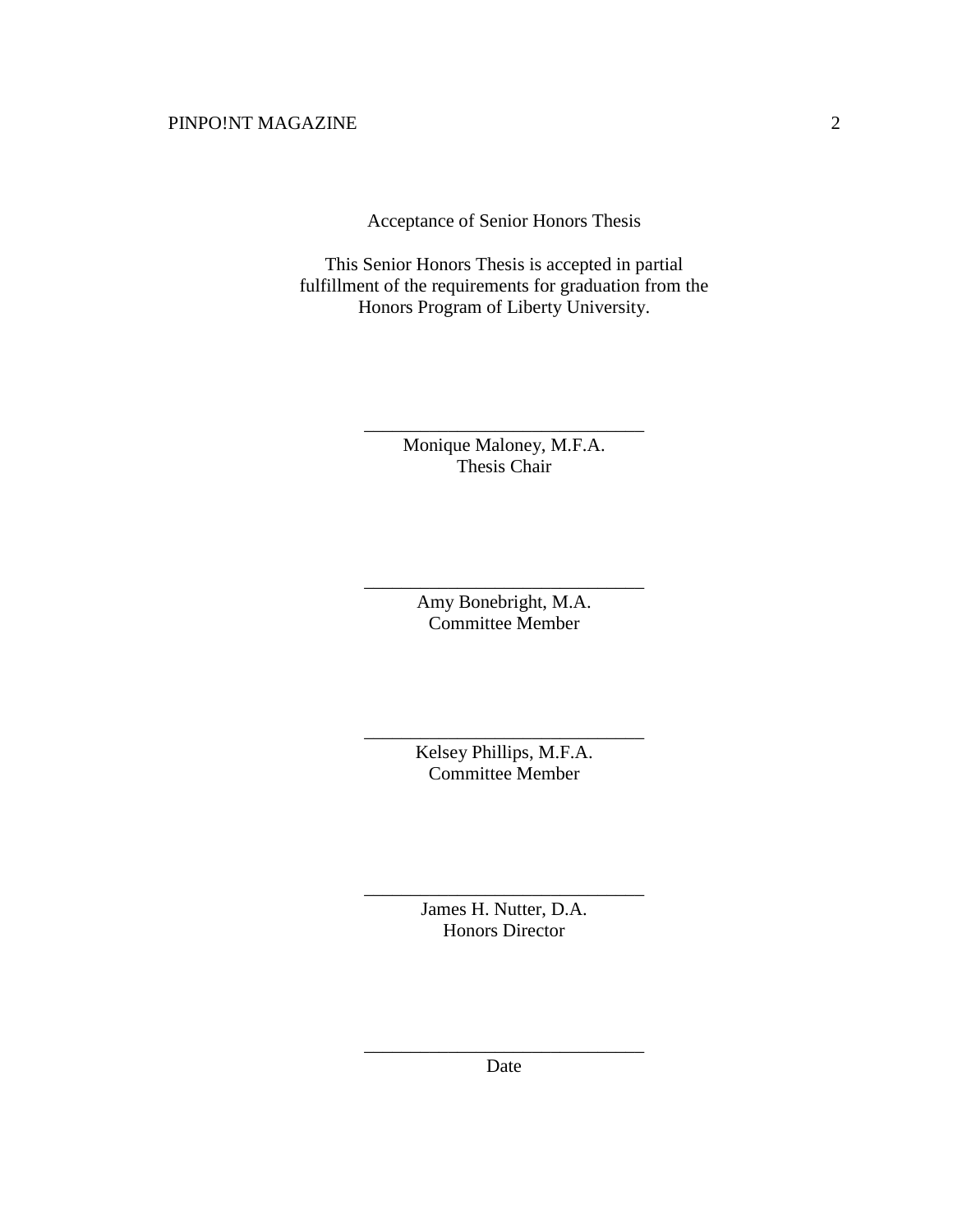Acceptance of Senior Honors Thesis

This Senior Honors Thesis is accepted in partial fulfillment of the requirements for graduation from the Honors Program of Liberty University.

______________________________
Monique Maloney, M.F.A.
Thesis Chair

______________________________
Amy Bonebright, M.A.
Committee Member

______________________________
Kelsey Phillips, M.F.A.
Committee Member

______________________________
James H. Nutter, D.A.
Honors Director

______________________________
Date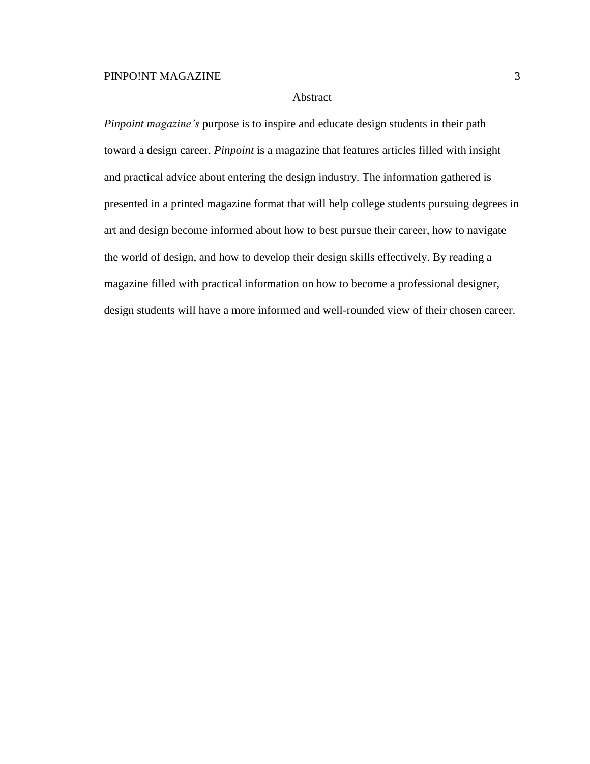# Abstract

*Pinpoint magazine's* purpose is to inspire and educate design students in their path toward a design career. *Pinpoint* is a magazine that features articles filled with insight and practical advice about entering the design industry. The information gathered is presented in a printed magazine format that will help college students pursuing degrees in art and design become informed about how to best pursue their career, how to navigate the world of design, and how to develop their design skills effectively. By reading a magazine filled with practical information on how to become a professional designer, design students will have a more informed and well-rounded view of their chosen career.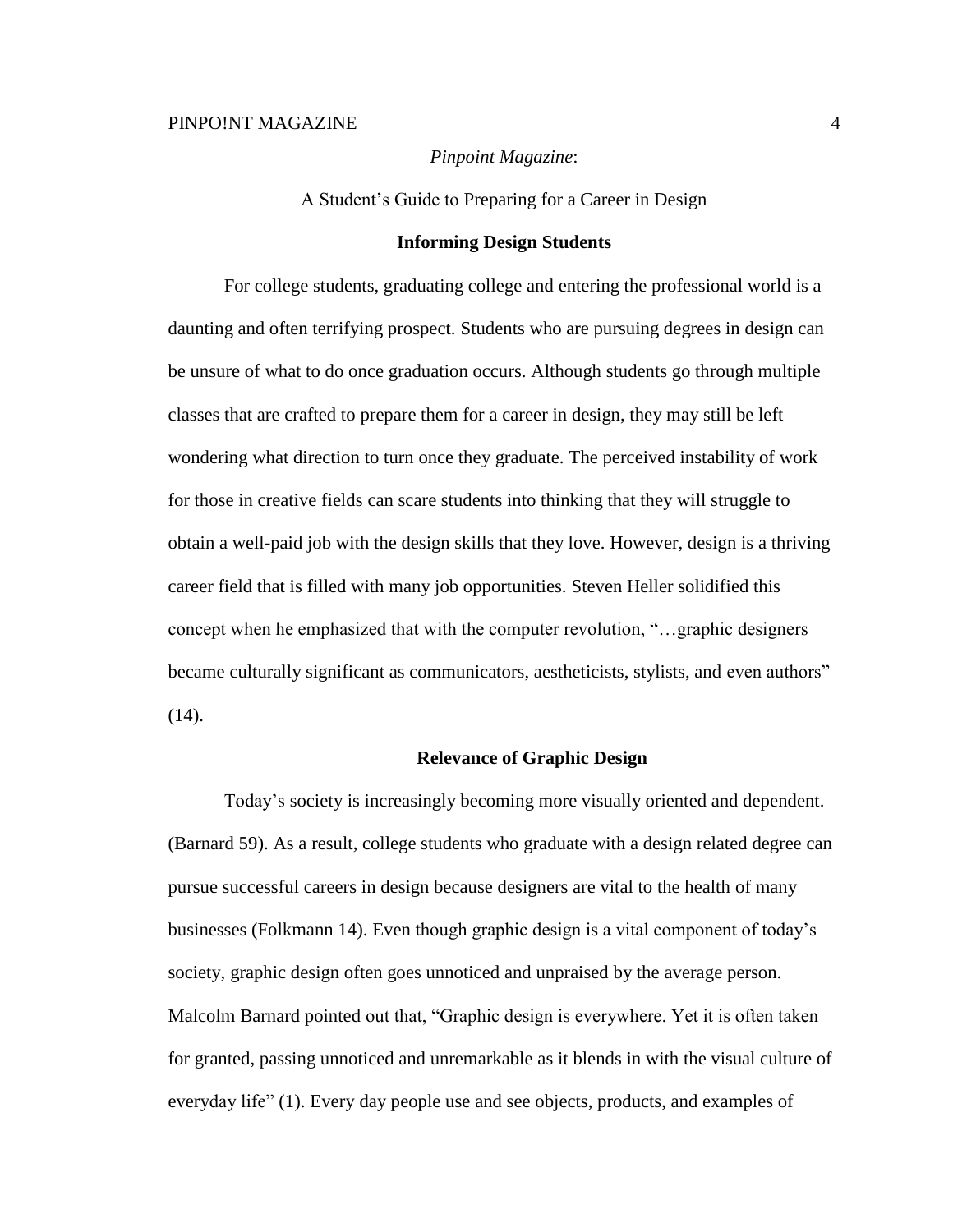*Pinpoint Magazine*:

A Student's Guide to Preparing for a Career in Design

## Informing Design Students

For college students, graduating college and entering the professional world is a daunting and often terrifying prospect. Students who are pursuing degrees in design can be unsure of what to do once graduation occurs. Although students go through multiple classes that are crafted to prepare them for a career in design, they may still be left wondering what direction to turn once they graduate. The perceived instability of work for those in creative fields can scare students into thinking that they will struggle to obtain a well-paid job with the design skills that they love. However, design is a thriving career field that is filled with many job opportunities. Steven Heller solidified this concept when he emphasized that with the computer revolution, "…graphic designers became culturally significant as communicators, aestheticists, stylists, and even authors" (14).

## Relevance of Graphic Design

Today's society is increasingly becoming more visually oriented and dependent. (Barnard 59). As a result, college students who graduate with a design related degree can pursue successful careers in design because designers are vital to the health of many businesses (Folkmann 14). Even though graphic design is a vital component of today's society, graphic design often goes unnoticed and unpraised by the average person. Malcolm Barnard pointed out that, "Graphic design is everywhere. Yet it is often taken for granted, passing unnoticed and unremarkable as it blends in with the visual culture of everyday life" (1). Every day people use and see objects, products, and examples of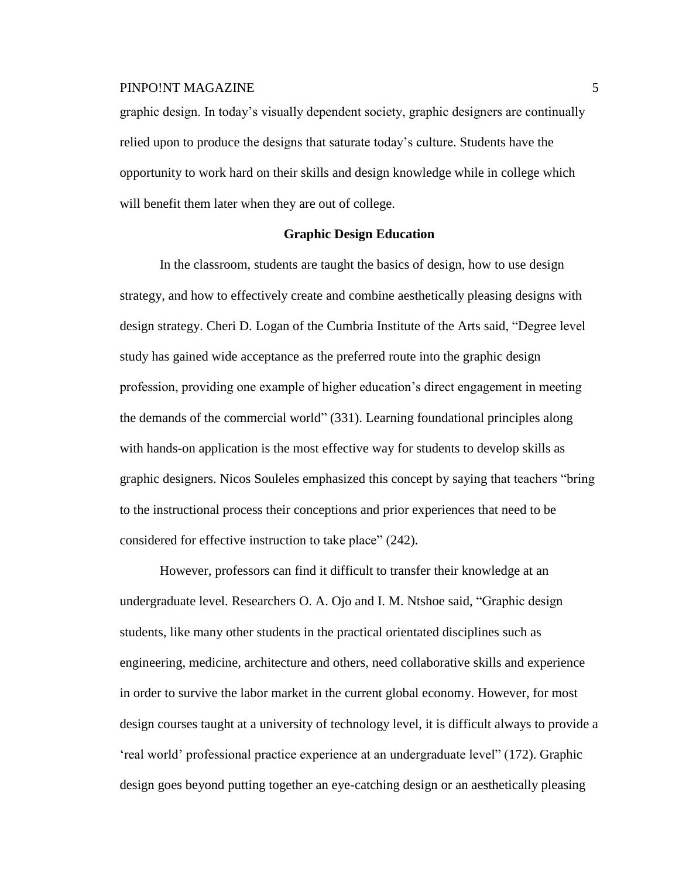graphic design. In today's visually dependent society, graphic designers are continually relied upon to produce the designs that saturate today's culture. Students have the opportunity to work hard on their skills and design knowledge while in college which will benefit them later when they are out of college.

## Graphic Design Education

In the classroom, students are taught the basics of design, how to use design strategy, and how to effectively create and combine aesthetically pleasing designs with design strategy. Cheri D. Logan of the Cumbria Institute of the Arts said, "Degree level study has gained wide acceptance as the preferred route into the graphic design profession, providing one example of higher education's direct engagement in meeting the demands of the commercial world" (331). Learning foundational principles along with hands-on application is the most effective way for students to develop skills as graphic designers. Nicos Souleles emphasized this concept by saying that teachers "bring to the instructional process their conceptions and prior experiences that need to be considered for effective instruction to take place" (242).

However, professors can find it difficult to transfer their knowledge at an undergraduate level. Researchers O. A. Ojo and I. M. Ntshoe said, "Graphic design students, like many other students in the practical orientated disciplines such as engineering, medicine, architecture and others, need collaborative skills and experience in order to survive the labor market in the current global economy. However, for most design courses taught at a university of technology level, it is difficult always to provide a 'real world' professional practice experience at an undergraduate level" (172). Graphic design goes beyond putting together an eye-catching design or an aesthetically pleasing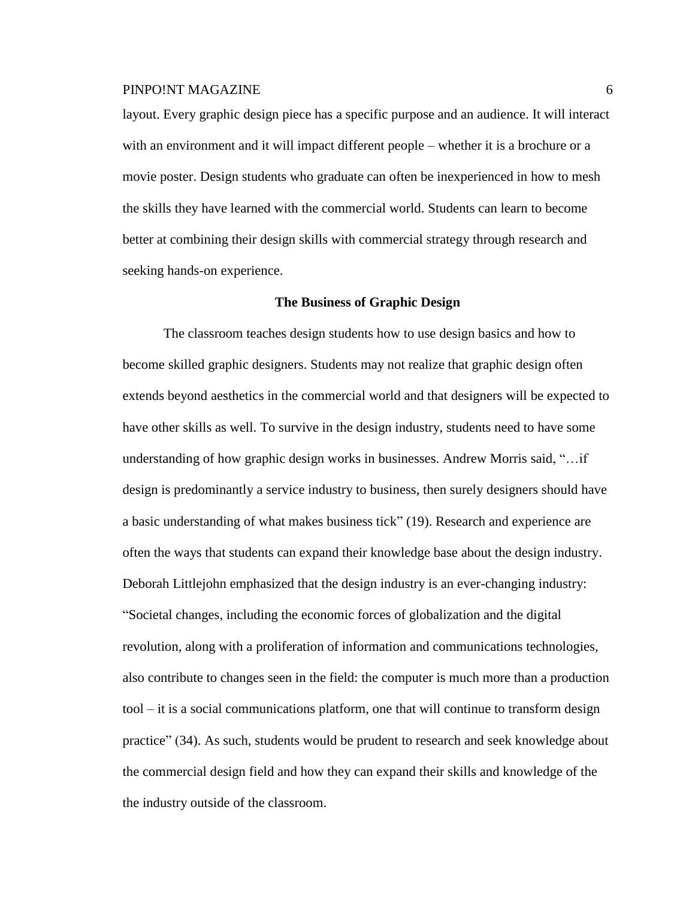layout. Every graphic design piece has a specific purpose and an audience. It will interact with an environment and it will impact different people – whether it is a brochure or a movie poster. Design students who graduate can often be inexperienced in how to mesh the skills they have learned with the commercial world. Students can learn to become better at combining their design skills with commercial strategy through research and seeking hands-on experience.

## The Business of Graphic Design

The classroom teaches design students how to use design basics and how to become skilled graphic designers. Students may not realize that graphic design often extends beyond aesthetics in the commercial world and that designers will be expected to have other skills as well. To survive in the design industry, students need to have some understanding of how graphic design works in businesses. Andrew Morris said, "…if design is predominantly a service industry to business, then surely designers should have a basic understanding of what makes business tick" (19). Research and experience are often the ways that students can expand their knowledge base about the design industry. Deborah Littlejohn emphasized that the design industry is an ever-changing industry: "Societal changes, including the economic forces of globalization and the digital revolution, along with a proliferation of information and communications technologies, also contribute to changes seen in the field: the computer is much more than a production tool – it is a social communications platform, one that will continue to transform design practice" (34). As such, students would be prudent to research and seek knowledge about the commercial design field and how they can expand their skills and knowledge of the the industry outside of the classroom.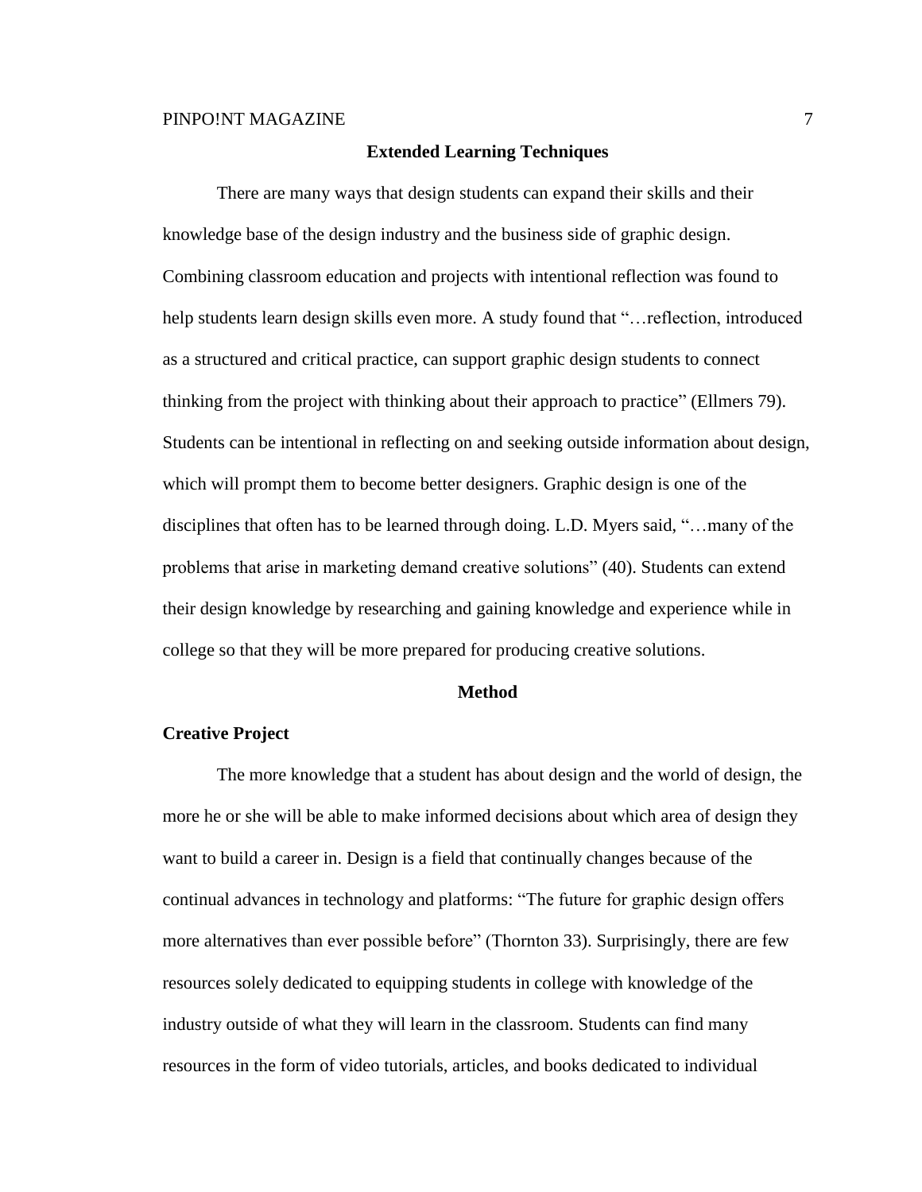## Extended Learning Techniques

There are many ways that design students can expand their skills and their knowledge base of the design industry and the business side of graphic design. Combining classroom education and projects with intentional reflection was found to help students learn design skills even more. A study found that "…reflection, introduced as a structured and critical practice, can support graphic design students to connect thinking from the project with thinking about their approach to practice" (Ellmers 79). Students can be intentional in reflecting on and seeking outside information about design, which will prompt them to become better designers. Graphic design is one of the disciplines that often has to be learned through doing. L.D. Myers said, "…many of the problems that arise in marketing demand creative solutions" (40). Students can extend their design knowledge by researching and gaining knowledge and experience while in college so that they will be more prepared for producing creative solutions.

# Method

## Creative Project

The more knowledge that a student has about design and the world of design, the more he or she will be able to make informed decisions about which area of design they want to build a career in. Design is a field that continually changes because of the continual advances in technology and platforms: "The future for graphic design offers more alternatives than ever possible before" (Thornton 33). Surprisingly, there are few resources solely dedicated to equipping students in college with knowledge of the industry outside of what they will learn in the classroom. Students can find many resources in the form of video tutorials, articles, and books dedicated to individual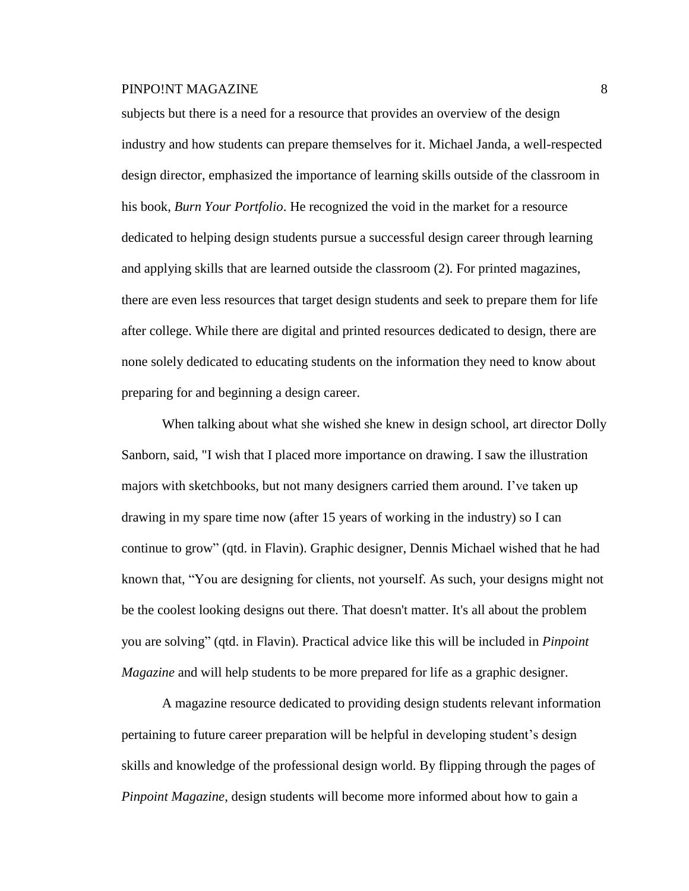subjects but there is a need for a resource that provides an overview of the design industry and how students can prepare themselves for it. Michael Janda, a well-respected design director, emphasized the importance of learning skills outside of the classroom in his book, *Burn Your Portfolio*. He recognized the void in the market for a resource dedicated to helping design students pursue a successful design career through learning and applying skills that are learned outside the classroom (2). For printed magazines, there are even less resources that target design students and seek to prepare them for life after college. While there are digital and printed resources dedicated to design, there are none solely dedicated to educating students on the information they need to know about preparing for and beginning a design career.

When talking about what she wished she knew in design school, art director Dolly Sanborn, said, "I wish that I placed more importance on drawing. I saw the illustration majors with sketchbooks, but not many designers carried them around. I've taken up drawing in my spare time now (after 15 years of working in the industry) so I can continue to grow" (qtd. in Flavin). Graphic designer, Dennis Michael wished that he had known that, "You are designing for clients, not yourself. As such, your designs might not be the coolest looking designs out there. That doesn't matter. It's all about the problem you are solving" (qtd. in Flavin). Practical advice like this will be included in *Pinpoint Magazine* and will help students to be more prepared for life as a graphic designer.

A magazine resource dedicated to providing design students relevant information pertaining to future career preparation will be helpful in developing student's design skills and knowledge of the professional design world. By flipping through the pages of *Pinpoint Magazine*, design students will become more informed about how to gain a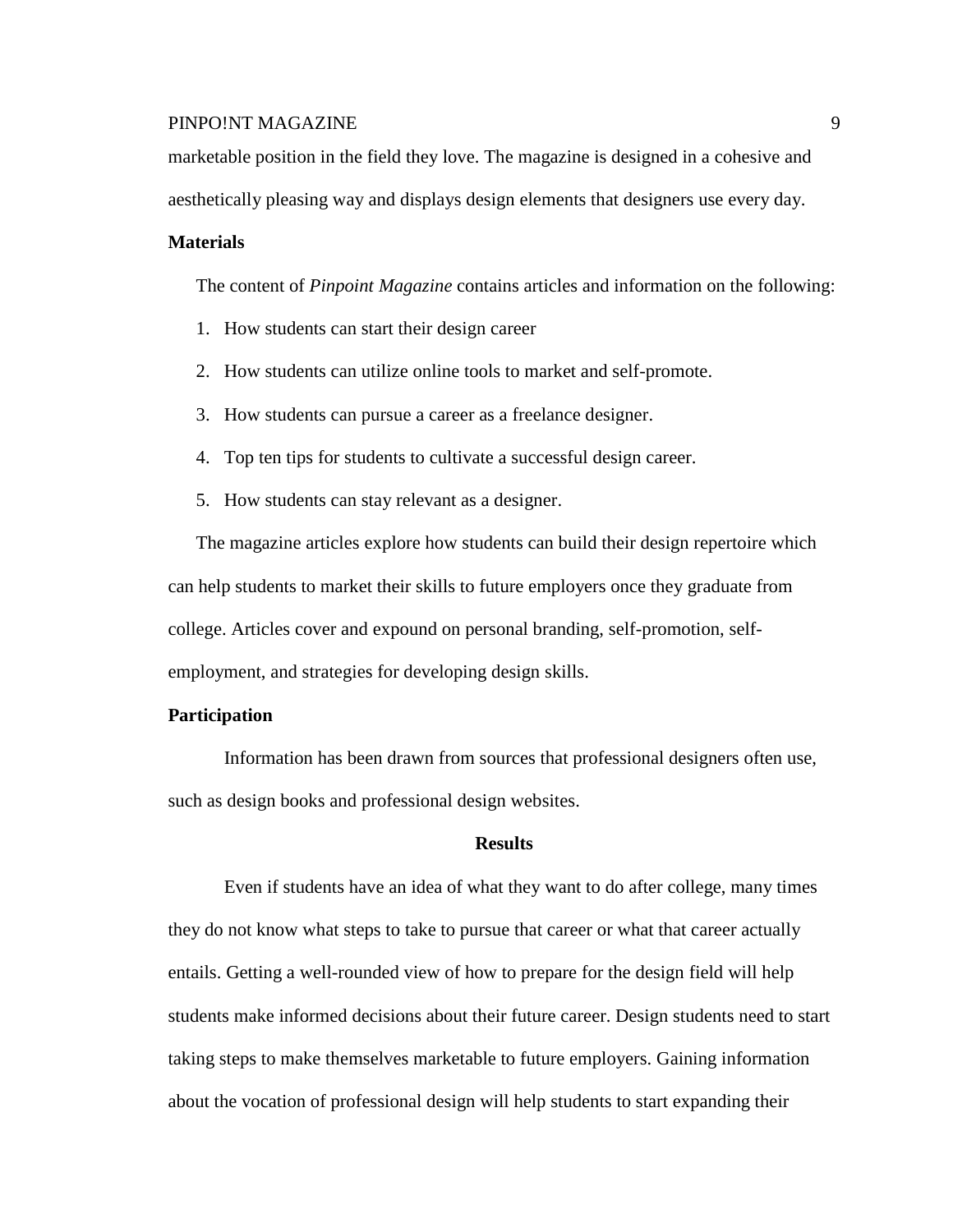marketable position in the field they love. The magazine is designed in a cohesive and aesthetically pleasing way and displays design elements that designers use every day.

### Materials

The content of *Pinpoint Magazine* contains articles and information on the following:

1. How students can start their design career
2. How students can utilize online tools to market and self-promote.
3. How students can pursue a career as a freelance designer.
4. Top ten tips for students to cultivate a successful design career.
5. How students can stay relevant as a designer.

The magazine articles explore how students can build their design repertoire which can help students to market their skills to future employers once they graduate from college. Articles cover and expound on personal branding, self-promotion, self-employment, and strategies for developing design skills.

### Participation

Information has been drawn from sources that professional designers often use, such as design books and professional design websites.

## Results

Even if students have an idea of what they want to do after college, many times they do not know what steps to take to pursue that career or what that career actually entails. Getting a well-rounded view of how to prepare for the design field will help students make informed decisions about their future career. Design students need to start taking steps to make themselves marketable to future employers. Gaining information about the vocation of professional design will help students to start expanding their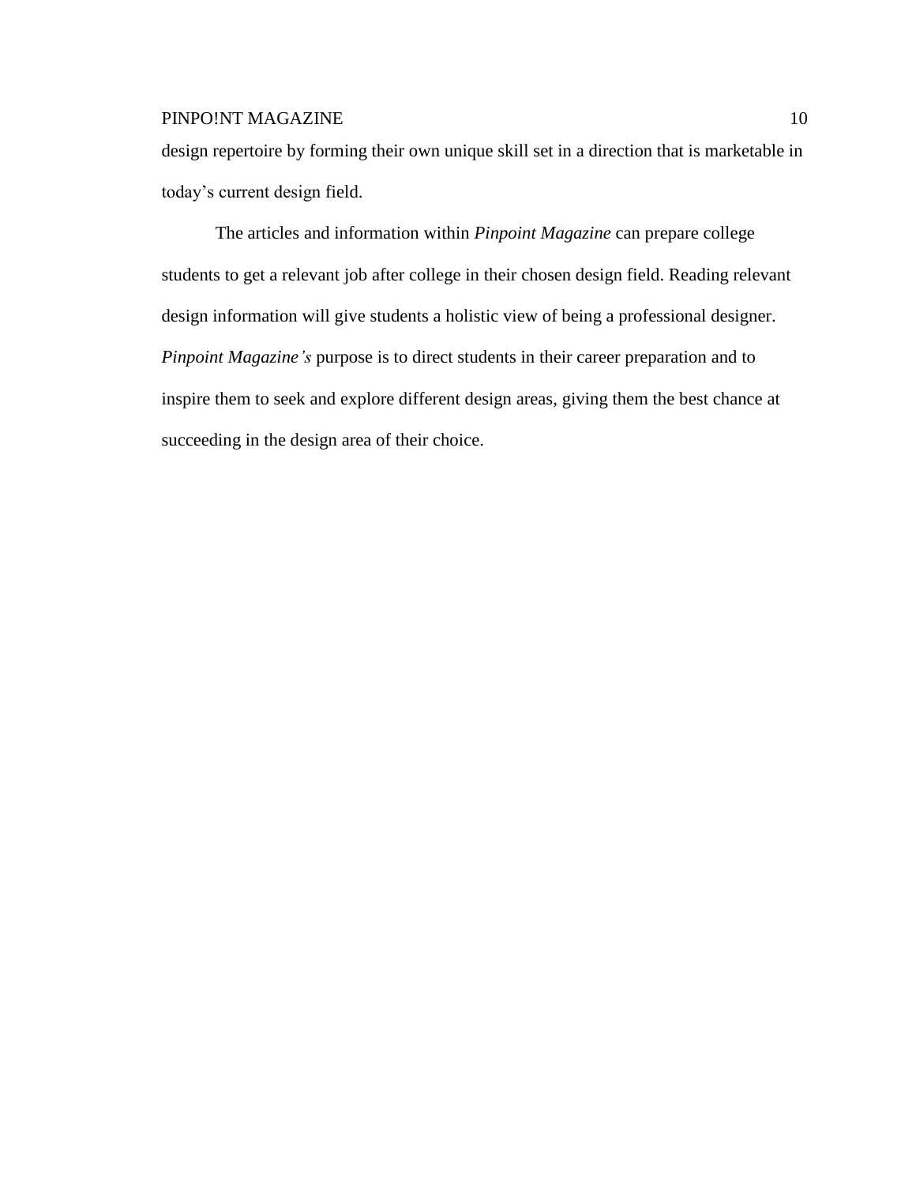design repertoire by forming their own unique skill set in a direction that is marketable in today's current design field.

The articles and information within *Pinpoint Magazine* can prepare college students to get a relevant job after college in their chosen design field. Reading relevant design information will give students a holistic view of being a professional designer. *Pinpoint Magazine's* purpose is to direct students in their career preparation and to inspire them to seek and explore different design areas, giving them the best chance at succeeding in the design area of their choice.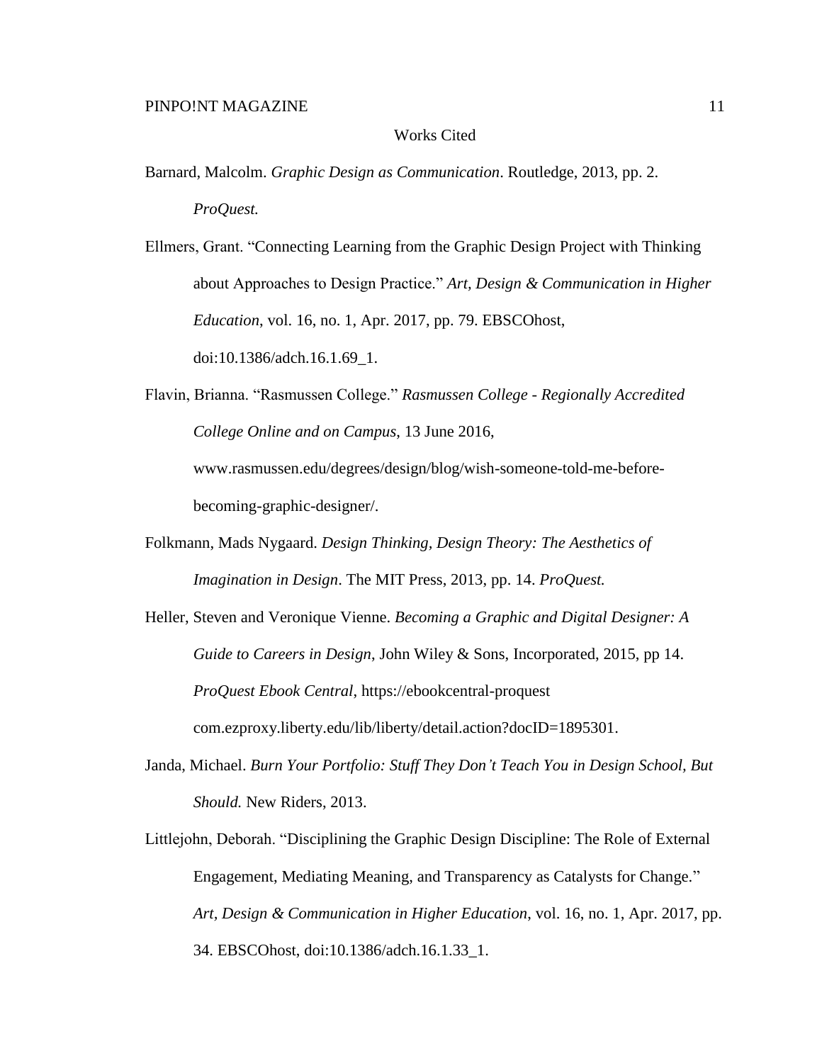# Works Cited

Barnard, Malcolm. *Graphic Design as Communication*. Routledge, 2013, pp. 2. *ProQuest.*

Ellmers, Grant. "Connecting Learning from the Graphic Design Project with Thinking about Approaches to Design Practice." *Art, Design & Communication in Higher Education*, vol. 16, no. 1, Apr. 2017, pp. 79. EBSCOhost, doi:10.1386/adch.16.1.69_1.

Flavin, Brianna. "Rasmussen College." *Rasmussen College - Regionally Accredited College Online and on Campus*, 13 June 2016, www.rasmussen.edu/degrees/design/blog/wish-someone-told-me-before-becoming-graphic-designer/.

Folkmann, Mads Nygaard. *Design Thinking, Design Theory: The Aesthetics of Imagination in Design*. The MIT Press, 2013, pp. 14. *ProQuest.*

Heller, Steven and Veronique Vienne. *Becoming a Graphic and Digital Designer: A Guide to Careers in Design*, John Wiley & Sons, Incorporated, 2015, pp 14. *ProQuest Ebook Central*, https://ebookcentral-proquest com.ezproxy.liberty.edu/lib/liberty/detail.action?docID=1895301.

Janda, Michael. *Burn Your Portfolio: Stuff They Don't Teach You in Design School, But Should.* New Riders, 2013.

Littlejohn, Deborah. "Disciplining the Graphic Design Discipline: The Role of External Engagement, Mediating Meaning, and Transparency as Catalysts for Change." *Art, Design & Communication in Higher Education*, vol. 16, no. 1, Apr. 2017, pp. 34. EBSCOhost, doi:10.1386/adch.16.1.33_1.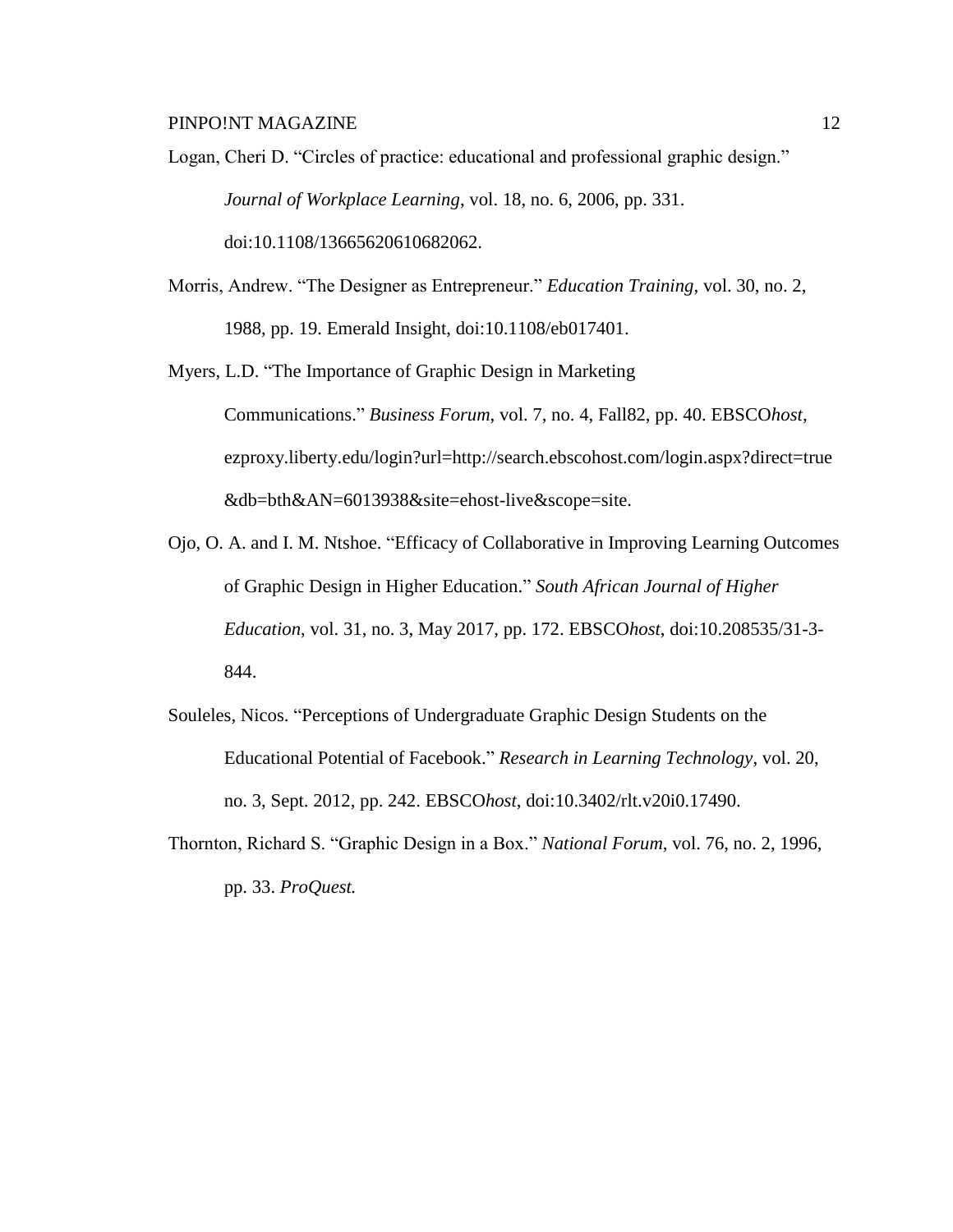Logan, Cheri D. "Circles of practice: educational and professional graphic design." *Journal of Workplace Learning*, vol. 18, no. 6, 2006, pp. 331. doi:10.1108/13665620610682062.

Morris, Andrew. "The Designer as Entrepreneur." *Education Training*, vol. 30, no. 2, 1988, pp. 19. Emerald Insight, doi:10.1108/eb017401.

Myers, L.D. "The Importance of Graphic Design in Marketing Communications." *Business Forum*, vol. 7, no. 4, Fall82, pp. 40. EBSCO*host*, ezproxy.liberty.edu/login?url=http://search.ebscohost.com/login.aspx?direct=true&db=bth&AN=6013938&site=ehost-live&scope=site.

Ojo, O. A. and I. M. Ntshoe. "Efficacy of Collaborative in Improving Learning Outcomes of Graphic Design in Higher Education." *South African Journal of Higher Education*, vol. 31, no. 3, May 2017, pp. 172. EBSCO*host*, doi:10.208535/31-3-844.

Souleles, Nicos. "Perceptions of Undergraduate Graphic Design Students on the Educational Potential of Facebook." *Research in Learning Technology*, vol. 20, no. 3, Sept. 2012, pp. 242. EBSCO*host*, doi:10.3402/rlt.v20i0.17490.

Thornton, Richard S. "Graphic Design in a Box." *National Forum*, vol. 76, no. 2, 1996, pp. 33. *ProQuest.*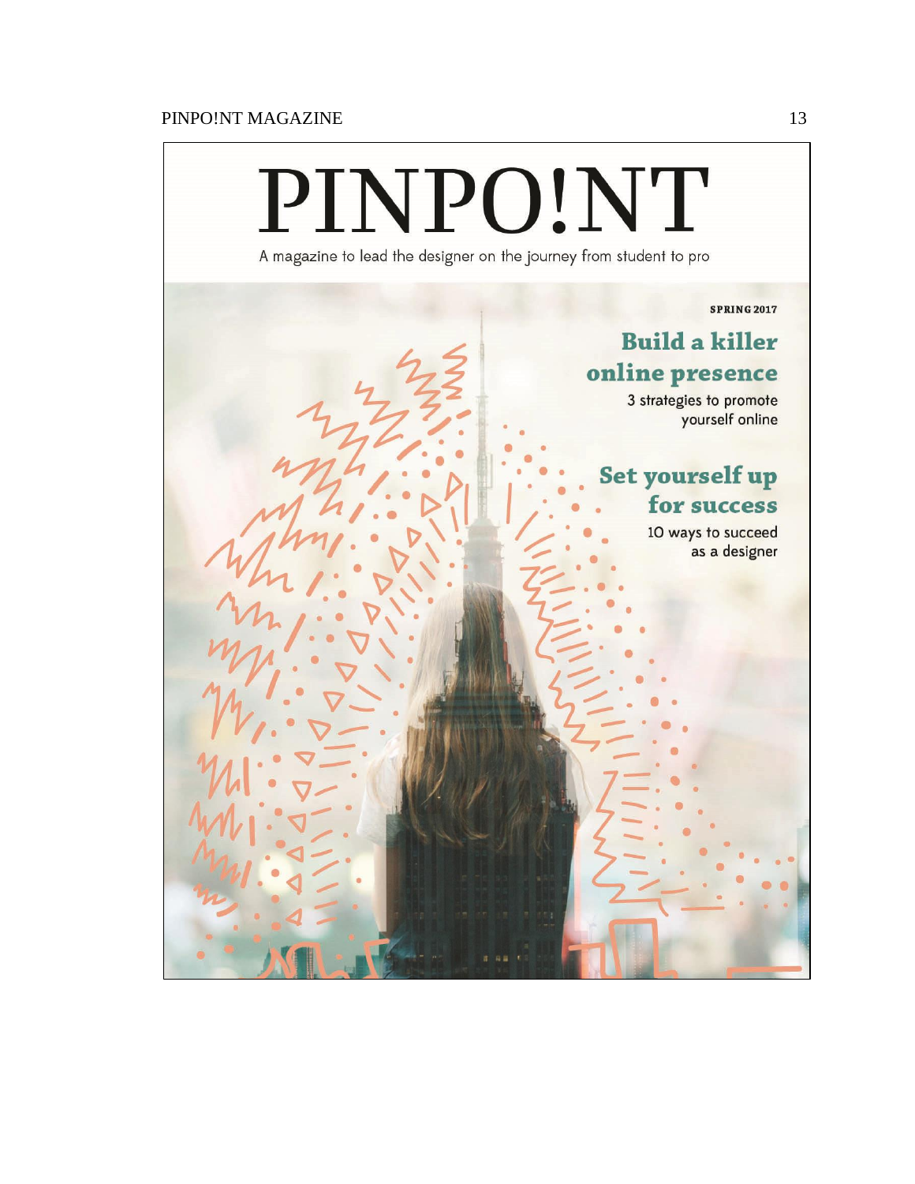# PINPO!NT

A magazine to lead the designer on the journey from student to pro

**SPRING 2017**

## Build a killer online presence

3 strategies to promote yourself online

## Set yourself up for success

10 ways to succeed as a designer